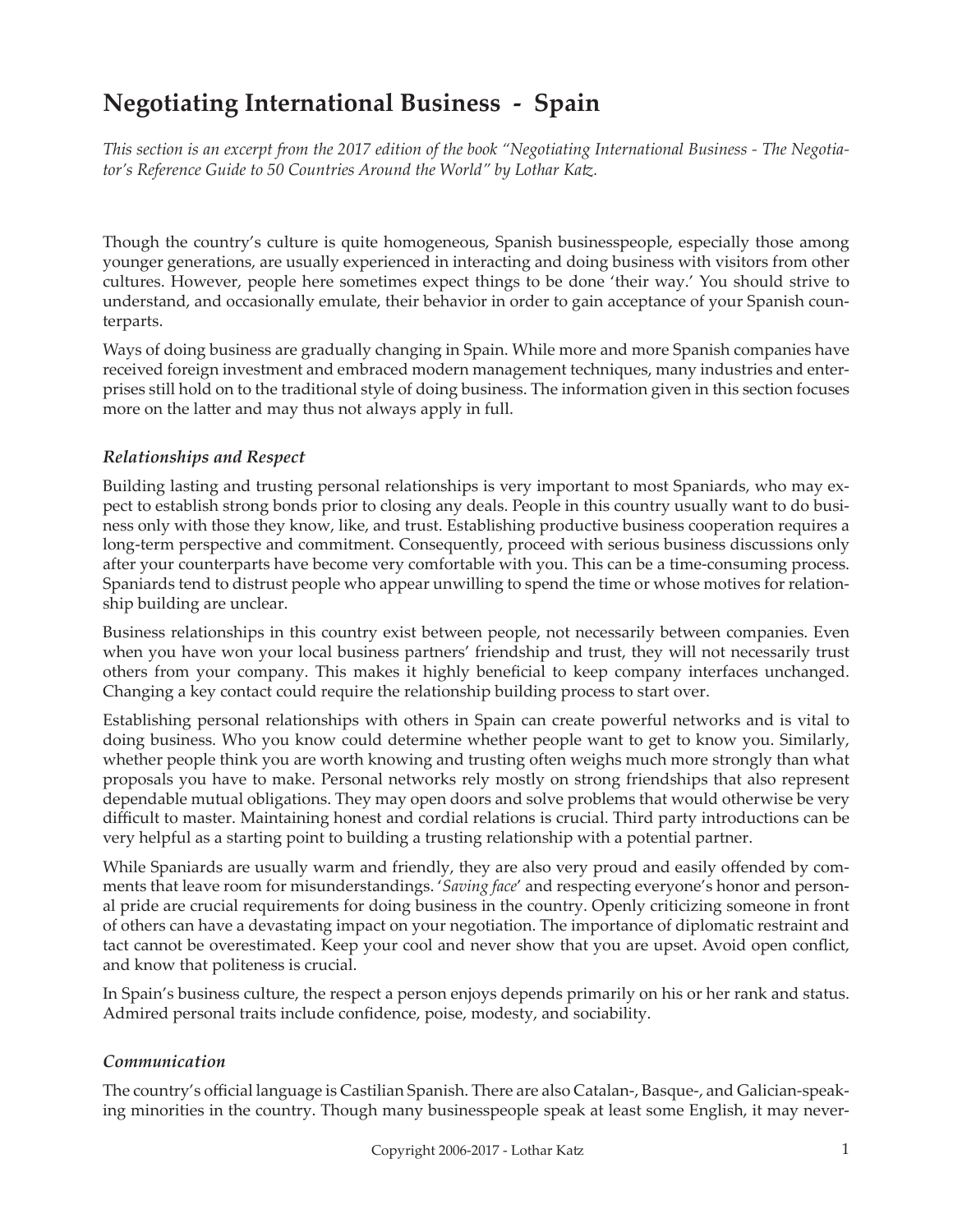# Negotiating International Business - Spain

*This section is an excerpt from the 2017 edition of the book "Negotiating International Business - The Negotiator's Reference Guide to 50 Countries Around the World" by Lothar Katz.*

Though the country's culture is quite homogeneous, Spanish businesspeople, especially those among younger generations, are usually experienced in interacting and doing business with visitors from other cultures. However, people here sometimes expect things to be done 'their way.' You should strive to understand, and occasionally emulate, their behavior in order to gain acceptance of your Spanish counterparts.

Ways of doing business are gradually changing in Spain. While more and more Spanish companies have received foreign investment and embraced modern management techniques, many industries and enterprises still hold on to the traditional style of doing business. The information given in this section focuses more on the latter and may thus not always apply in full.

### *Relationships and Respect*

Building lasting and trusting personal relationships is very important to most Spaniards, who may expect to establish strong bonds prior to closing any deals. People in this country usually want to do business only with those they know, like, and trust. Establishing productive business cooperation requires a long-term perspective and commitment. Consequently, proceed with serious business discussions only after your counterparts have become very comfortable with you. This can be a time-consuming process. Spaniards tend to distrust people who appear unwilling to spend the time or whose motives for relationship building are unclear.

Business relationships in this country exist between people, not necessarily between companies. Even when you have won your local business partners' friendship and trust, they will not necessarily trust others from your company. This makes it highly beneficial to keep company interfaces unchanged. Changing a key contact could require the relationship building process to start over.

Establishing personal relationships with others in Spain can create powerful networks and is vital to doing business. Who you know could determine whether people want to get to know you. Similarly, whether people think you are worth knowing and trusting often weighs much more strongly than what proposals you have to make. Personal networks rely mostly on strong friendships that also represent dependable mutual obligations. They may open doors and solve problems that would otherwise be very difficult to master. Maintaining honest and cordial relations is crucial. Third party introductions can be very helpful as a starting point to building a trusting relationship with a potential partner.

While Spaniards are usually warm and friendly, they are also very proud and easily offended by comments that leave room for misunderstandings. '*Saving face*' and respecting everyone's honor and personal pride are crucial requirements for doing business in the country. Openly criticizing someone in front of others can have a devastating impact on your negotiation. The importance of diplomatic restraint and tact cannot be overestimated. Keep your cool and never show that you are upset. Avoid open conflict, and know that politeness is crucial.

In Spain's business culture, the respect a person enjoys depends primarily on his or her rank and status. Admired personal traits include confidence, poise, modesty, and sociability.

### *Communication*

The country's official language is Castilian Spanish. There are also Catalan-, Basque-, and Galician-speaking minorities in the country. Though many businesspeople speak at least some English, it may never-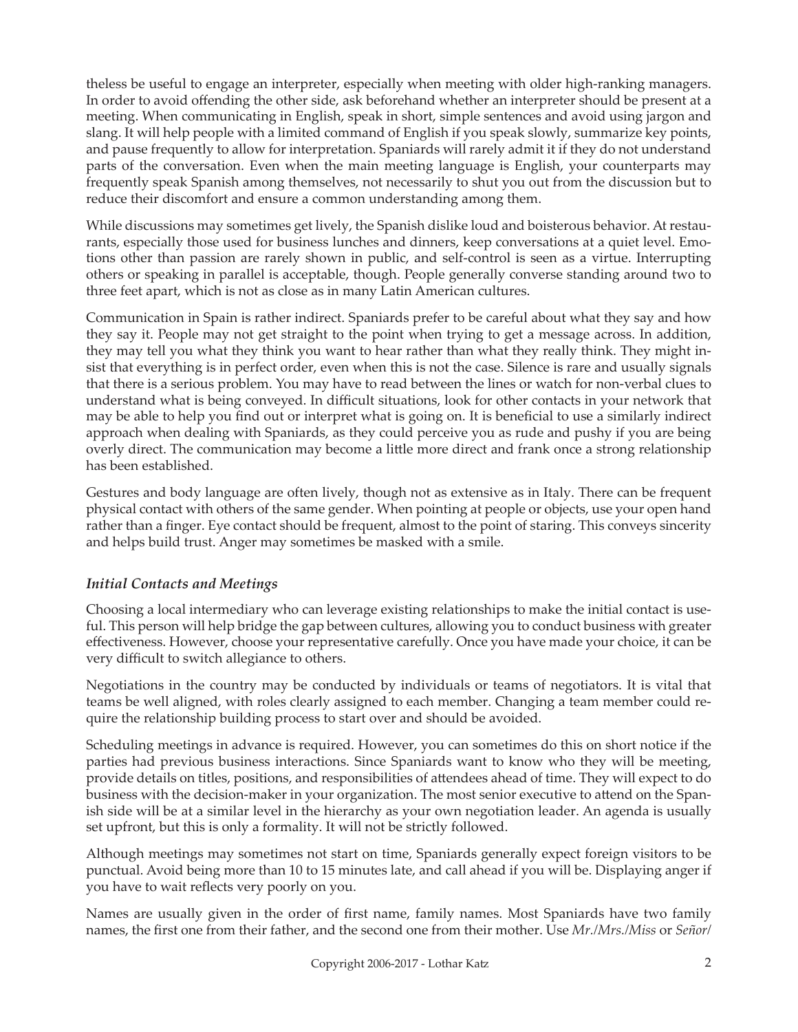theless be useful to engage an interpreter, especially when meeting with older high-ranking managers. In order to avoid offending the other side, ask beforehand whether an interpreter should be present at a meeting. When communicating in English, speak in short, simple sentences and avoid using jargon and slang. It will help people with a limited command of English if you speak slowly, summarize key points, and pause frequently to allow for interpretation. Spaniards will rarely admit it if they do not understand parts of the conversation. Even when the main meeting language is English, your counterparts may frequently speak Spanish among themselves, not necessarily to shut you out from the discussion but to reduce their discomfort and ensure a common understanding among them.

While discussions may sometimes get lively, the Spanish dislike loud and boisterous behavior. At restaurants, especially those used for business lunches and dinners, keep conversations at a quiet level. Emotions other than passion are rarely shown in public, and self-control is seen as a virtue. Interrupting others or speaking in parallel is acceptable, though. People generally converse standing around two to three feet apart, which is not as close as in many Latin American cultures.

Communication in Spain is rather indirect. Spaniards prefer to be careful about what they say and how they say it. People may not get straight to the point when trying to get a message across. In addition, they may tell you what they think you want to hear rather than what they really think. They might insist that everything is in perfect order, even when this is not the case. Silence is rare and usually signals that there is a serious problem. You may have to read between the lines or watch for non-verbal clues to understand what is being conveyed. In difficult situations, look for other contacts in your network that may be able to help you find out or interpret what is going on. It is beneficial to use a similarly indirect approach when dealing with Spaniards, as they could perceive you as rude and pushy if you are being overly direct. The communication may become a little more direct and frank once a strong relationship has been established.

Gestures and body language are often lively, though not as extensive as in Italy. There can be frequent physical contact with others of the same gender. When pointing at people or objects, use your open hand rather than a finger. Eye contact should be frequent, almost to the point of staring. This conveys sincerity and helps build trust. Anger may sometimes be masked with a smile.

### *Initial Contacts and Meetings*

Choosing a local intermediary who can leverage existing relationships to make the initial contact is useful. This person will help bridge the gap between cultures, allowing you to conduct business with greater effectiveness. However, choose your representative carefully. Once you have made your choice, it can be very difficult to switch allegiance to others.

Negotiations in the country may be conducted by individuals or teams of negotiators. It is vital that teams be well aligned, with roles clearly assigned to each member. Changing a team member could require the relationship building process to start over and should be avoided.

Scheduling meetings in advance is required. However, you can sometimes do this on short notice if the parties had previous business interactions. Since Spaniards want to know who they will be meeting, provide details on titles, positions, and responsibilities of attendees ahead of time. They will expect to do business with the decision-maker in your organization. The most senior executive to attend on the Spanish side will be at a similar level in the hierarchy as your own negotiation leader. An agenda is usually set upfront, but this is only a formality. It will not be strictly followed.

Although meetings may sometimes not start on time, Spaniards generally expect foreign visitors to be punctual. Avoid being more than 10 to 15 minutes late, and call ahead if you will be. Displaying anger if you have to wait reflects very poorly on you.

Names are usually given in the order of first name, family names. Most Spaniards have two family names, the first one from their father, and the second one from their mother. Use *Mr./Mrs./Miss* or *Señor/*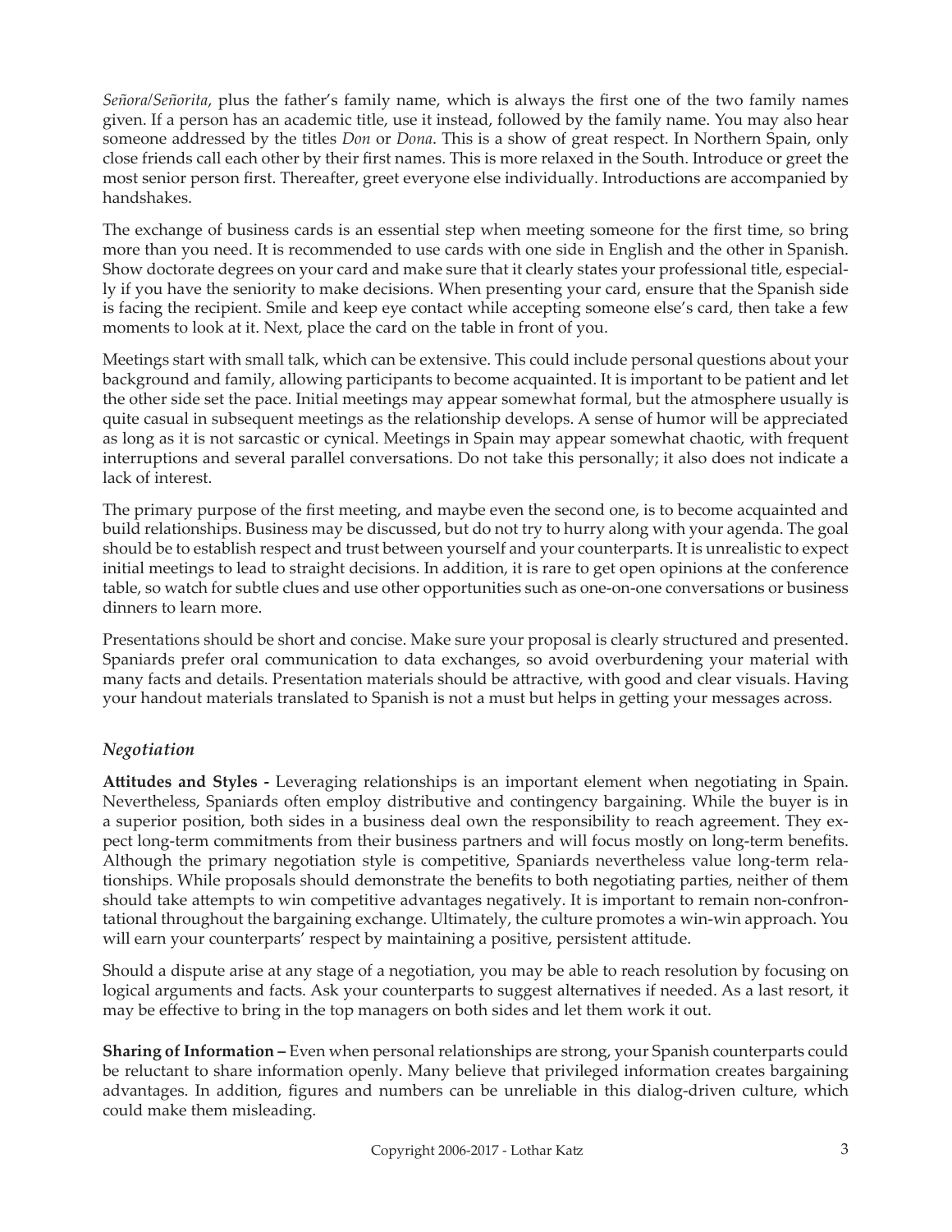*Señora/Señorita*, plus the father's family name, which is always the first one of the two family names given. If a person has an academic title, use it instead, followed by the family name. You may also hear someone addressed by the titles *Don* or *Dona*. This is a show of great respect. In Northern Spain, only close friends call each other by their first names. This is more relaxed in the South. Introduce or greet the most senior person first. Thereafter, greet everyone else individually. Introductions are accompanied by handshakes.

The exchange of business cards is an essential step when meeting someone for the first time, so bring more than you need. It is recommended to use cards with one side in English and the other in Spanish. Show doctorate degrees on your card and make sure that it clearly states your professional title, especially if you have the seniority to make decisions. When presenting your card, ensure that the Spanish side is facing the recipient. Smile and keep eye contact while accepting someone else's card, then take a few moments to look at it. Next, place the card on the table in front of you.

Meetings start with small talk, which can be extensive. This could include personal questions about your background and family, allowing participants to become acquainted. It is important to be patient and let the other side set the pace. Initial meetings may appear somewhat formal, but the atmosphere usually is quite casual in subsequent meetings as the relationship develops. A sense of humor will be appreciated as long as it is not sarcastic or cynical. Meetings in Spain may appear somewhat chaotic, with frequent interruptions and several parallel conversations. Do not take this personally; it also does not indicate a lack of interest.

The primary purpose of the first meeting, and maybe even the second one, is to become acquainted and build relationships. Business may be discussed, but do not try to hurry along with your agenda. The goal should be to establish respect and trust between yourself and your counterparts. It is unrealistic to expect initial meetings to lead to straight decisions. In addition, it is rare to get open opinions at the conference table, so watch for subtle clues and use other opportunities such as one-on-one conversations or business dinners to learn more.

Presentations should be short and concise. Make sure your proposal is clearly structured and presented. Spaniards prefer oral communication to data exchanges, so avoid overburdening your material with many facts and details. Presentation materials should be attractive, with good and clear visuals. Having your handout materials translated to Spanish is not a must but helps in getting your messages across.

### *Negotiation*

**Attitudes and Styles -** Leveraging relationships is an important element when negotiating in Spain. Nevertheless, Spaniards often employ distributive and contingency bargaining. While the buyer is in a superior position, both sides in a business deal own the responsibility to reach agreement. They expect long-term commitments from their business partners and will focus mostly on long-term benefits. Although the primary negotiation style is competitive, Spaniards nevertheless value long-term relationships. While proposals should demonstrate the benefits to both negotiating parties, neither of them should take attempts to win competitive advantages negatively. It is important to remain non-confrontational throughout the bargaining exchange. Ultimately, the culture promotes a win-win approach. You will earn your counterparts' respect by maintaining a positive, persistent attitude.

Should a dispute arise at any stage of a negotiation, you may be able to reach resolution by focusing on logical arguments and facts. Ask your counterparts to suggest alternatives if needed. As a last resort, it may be effective to bring in the top managers on both sides and let them work it out.

**Sharing of Information –** Even when personal relationships are strong, your Spanish counterparts could be reluctant to share information openly. Many believe that privileged information creates bargaining advantages. In addition, figures and numbers can be unreliable in this dialog-driven culture, which could make them misleading.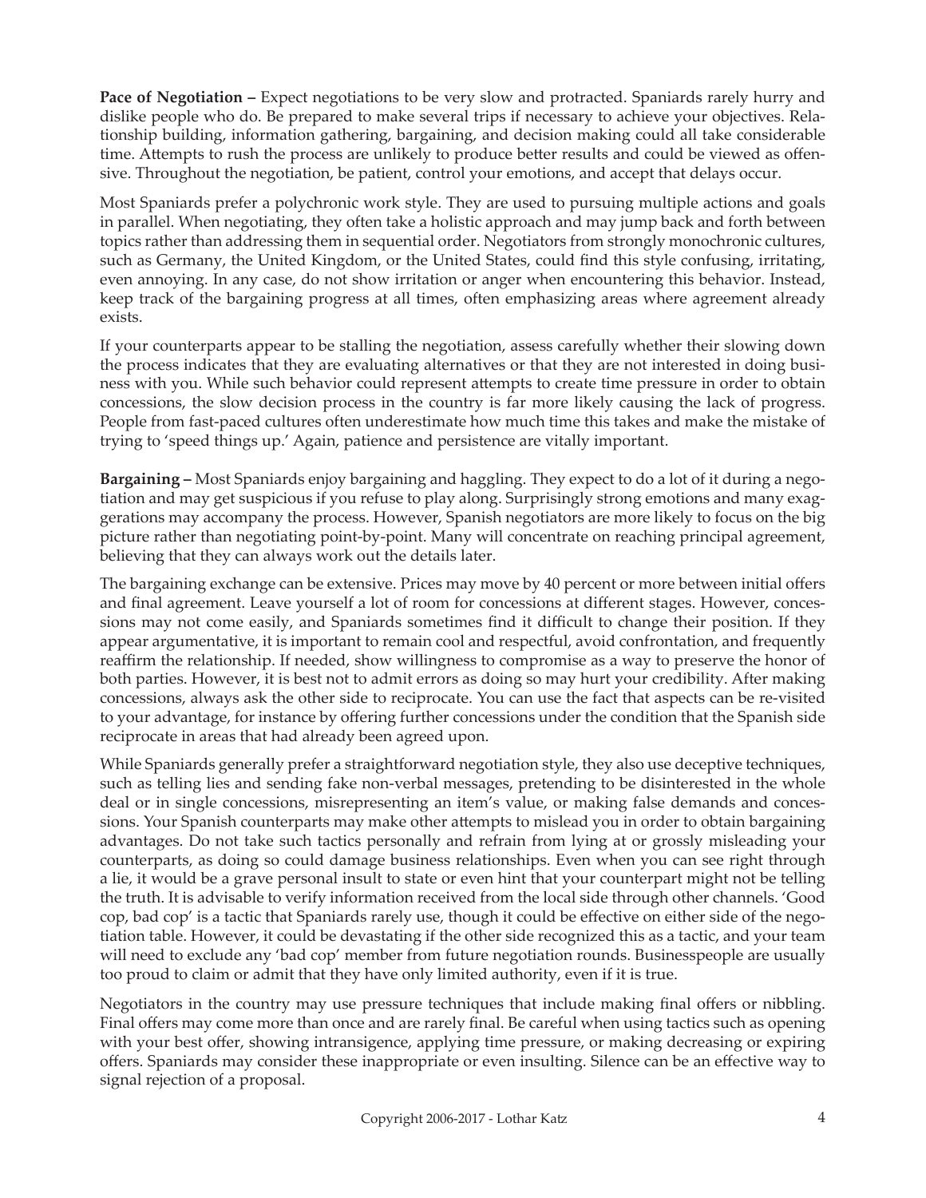**Pace of Negotiation –** Expect negotiations to be very slow and protracted. Spaniards rarely hurry and dislike people who do. Be prepared to make several trips if necessary to achieve your objectives. Relationship building, information gathering, bargaining, and decision making could all take considerable time. Attempts to rush the process are unlikely to produce better results and could be viewed as offensive. Throughout the negotiation, be patient, control your emotions, and accept that delays occur.

Most Spaniards prefer a polychronic work style. They are used to pursuing multiple actions and goals in parallel. When negotiating, they often take a holistic approach and may jump back and forth between topics rather than addressing them in sequential order. Negotiators from strongly monochronic cultures, such as Germany, the United Kingdom, or the United States, could find this style confusing, irritating, even annoying. In any case, do not show irritation or anger when encountering this behavior. Instead, keep track of the bargaining progress at all times, often emphasizing areas where agreement already exists.

If your counterparts appear to be stalling the negotiation, assess carefully whether their slowing down the process indicates that they are evaluating alternatives or that they are not interested in doing business with you. While such behavior could represent attempts to create time pressure in order to obtain concessions, the slow decision process in the country is far more likely causing the lack of progress. People from fast-paced cultures often underestimate how much time this takes and make the mistake of trying to 'speed things up.' Again, patience and persistence are vitally important.

**Bargaining –** Most Spaniards enjoy bargaining and haggling. They expect to do a lot of it during a negotiation and may get suspicious if you refuse to play along. Surprisingly strong emotions and many exaggerations may accompany the process. However, Spanish negotiators are more likely to focus on the big picture rather than negotiating point-by-point. Many will concentrate on reaching principal agreement, believing that they can always work out the details later.

The bargaining exchange can be extensive. Prices may move by 40 percent or more between initial offers and final agreement. Leave yourself a lot of room for concessions at different stages. However, concessions may not come easily, and Spaniards sometimes find it difficult to change their position. If they appear argumentative, it is important to remain cool and respectful, avoid confrontation, and frequently reaffirm the relationship. If needed, show willingness to compromise as a way to preserve the honor of both parties. However, it is best not to admit errors as doing so may hurt your credibility. After making concessions, always ask the other side to reciprocate. You can use the fact that aspects can be re-visited to your advantage, for instance by offering further concessions under the condition that the Spanish side reciprocate in areas that had already been agreed upon.

While Spaniards generally prefer a straightforward negotiation style, they also use deceptive techniques, such as telling lies and sending fake non-verbal messages, pretending to be disinterested in the whole deal or in single concessions, misrepresenting an item's value, or making false demands and concessions. Your Spanish counterparts may make other attempts to mislead you in order to obtain bargaining advantages. Do not take such tactics personally and refrain from lying at or grossly misleading your counterparts, as doing so could damage business relationships. Even when you can see right through a lie, it would be a grave personal insult to state or even hint that your counterpart might not be telling the truth. It is advisable to verify information received from the local side through other channels. 'Good cop, bad cop' is a tactic that Spaniards rarely use, though it could be effective on either side of the negotiation table. However, it could be devastating if the other side recognized this as a tactic, and your team will need to exclude any 'bad cop' member from future negotiation rounds. Businesspeople are usually too proud to claim or admit that they have only limited authority, even if it is true.

Negotiators in the country may use pressure techniques that include making final offers or nibbling. Final offers may come more than once and are rarely final. Be careful when using tactics such as opening with your best offer, showing intransigence, applying time pressure, or making decreasing or expiring offers. Spaniards may consider these inappropriate or even insulting. Silence can be an effective way to signal rejection of a proposal.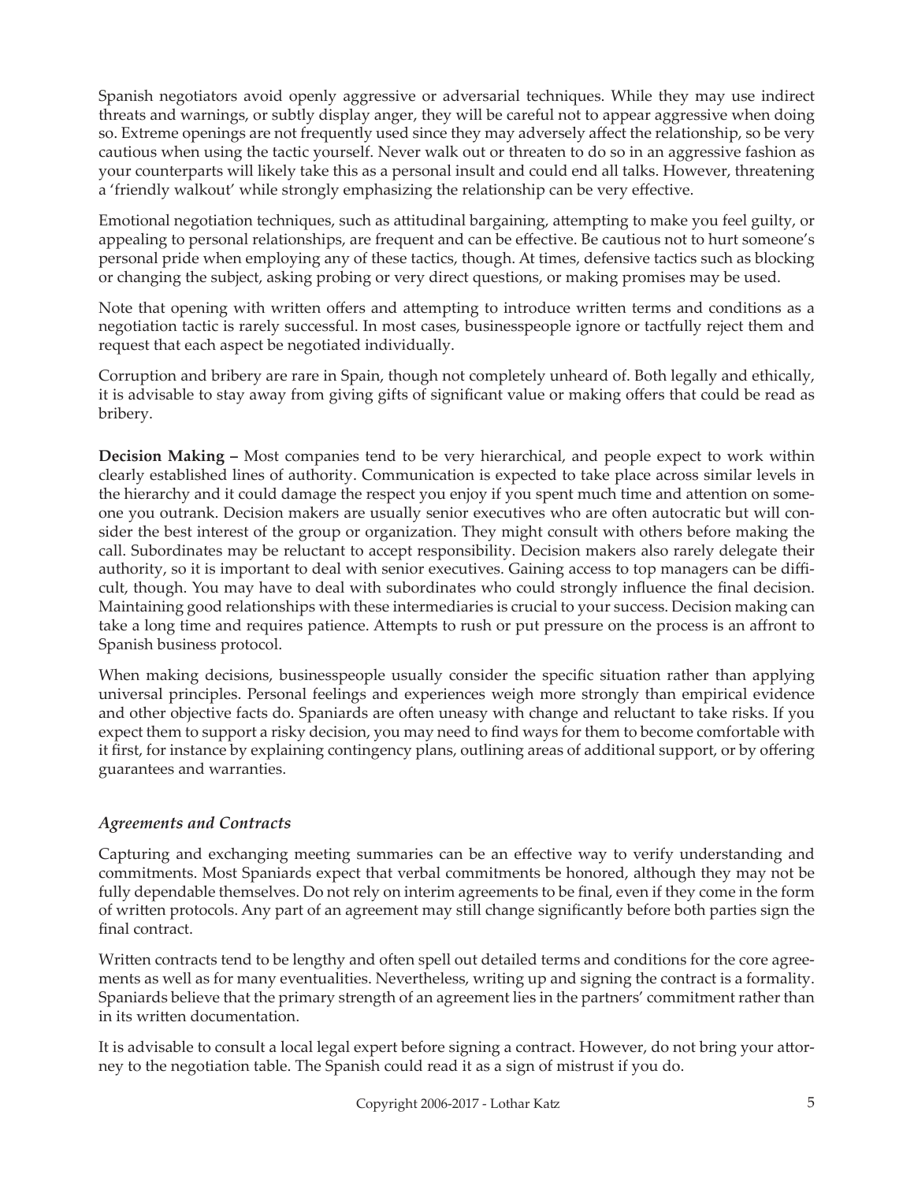Spanish negotiators avoid openly aggressive or adversarial techniques. While they may use indirect threats and warnings, or subtly display anger, they will be careful not to appear aggressive when doing so. Extreme openings are not frequently used since they may adversely affect the relationship, so be very cautious when using the tactic yourself. Never walk out or threaten to do so in an aggressive fashion as your counterparts will likely take this as a personal insult and could end all talks. However, threatening a 'friendly walkout' while strongly emphasizing the relationship can be very effective.

Emotional negotiation techniques, such as attitudinal bargaining, attempting to make you feel guilty, or appealing to personal relationships, are frequent and can be effective. Be cautious not to hurt someone's personal pride when employing any of these tactics, though. At times, defensive tactics such as blocking or changing the subject, asking probing or very direct questions, or making promises may be used.

Note that opening with written offers and attempting to introduce written terms and conditions as a negotiation tactic is rarely successful. In most cases, businesspeople ignore or tactfully reject them and request that each aspect be negotiated individually.

Corruption and bribery are rare in Spain, though not completely unheard of. Both legally and ethically, it is advisable to stay away from giving gifts of significant value or making offers that could be read as bribery.

**Decision Making –** Most companies tend to be very hierarchical, and people expect to work within clearly established lines of authority. Communication is expected to take place across similar levels in the hierarchy and it could damage the respect you enjoy if you spent much time and attention on someone you outrank. Decision makers are usually senior executives who are often autocratic but will consider the best interest of the group or organization. They might consult with others before making the call. Subordinates may be reluctant to accept responsibility. Decision makers also rarely delegate their authority, so it is important to deal with senior executives. Gaining access to top managers can be difficult, though. You may have to deal with subordinates who could strongly influence the final decision. Maintaining good relationships with these intermediaries is crucial to your success. Decision making can take a long time and requires patience. Attempts to rush or put pressure on the process is an affront to Spanish business protocol.

When making decisions, businesspeople usually consider the specific situation rather than applying universal principles. Personal feelings and experiences weigh more strongly than empirical evidence and other objective facts do. Spaniards are often uneasy with change and reluctant to take risks. If you expect them to support a risky decision, you may need to find ways for them to become comfortable with it first, for instance by explaining contingency plans, outlining areas of additional support, or by offering guarantees and warranties.

### *Agreements and Contracts*

Capturing and exchanging meeting summaries can be an effective way to verify understanding and commitments. Most Spaniards expect that verbal commitments be honored, although they may not be fully dependable themselves. Do not rely on interim agreements to be final, even if they come in the form of written protocols. Any part of an agreement may still change significantly before both parties sign the final contract.

Written contracts tend to be lengthy and often spell out detailed terms and conditions for the core agreements as well as for many eventualities. Nevertheless, writing up and signing the contract is a formality. Spaniards believe that the primary strength of an agreement lies in the partners' commitment rather than in its written documentation.

It is advisable to consult a local legal expert before signing a contract. However, do not bring your attorney to the negotiation table. The Spanish could read it as a sign of mistrust if you do.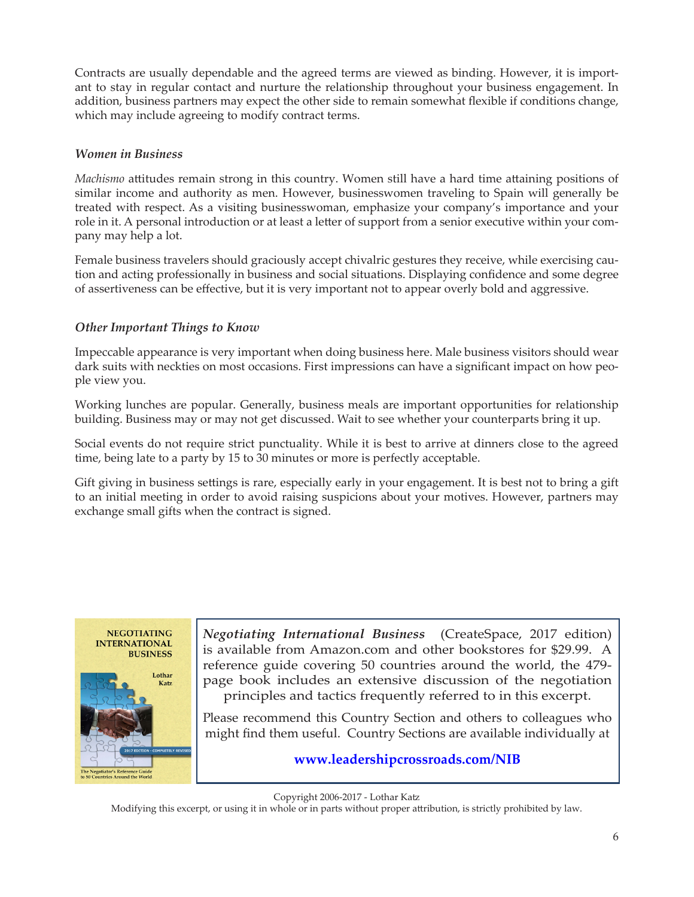Contracts are usually dependable and the agreed terms are viewed as binding. However, it is important to stay in regular contact and nurture the relationship throughout your business engagement. In addition, business partners may expect the other side to remain somewhat flexible if conditions change, which may include agreeing to modify contract terms.

### *Women in Business*

*Machismo* attitudes remain strong in this country. Women still have a hard time attaining positions of similar income and authority as men. However, businesswomen traveling to Spain will generally be treated with respect. As a visiting businesswoman, emphasize your company's importance and your role in it. A personal introduction or at least a letter of support from a senior executive within your company may help a lot.

Female business travelers should graciously accept chivalric gestures they receive, while exercising caution and acting professionally in business and social situations. Displaying confidence and some degree of assertiveness can be effective, but it is very important not to appear overly bold and aggressive.

### *Other Important Things to Know*

Impeccable appearance is very important when doing business here. Male business visitors should wear dark suits with neckties on most occasions. First impressions can have a significant impact on how people view you.

Working lunches are popular. Generally, business meals are important opportunities for relationship building. Business may or may not get discussed. Wait to see whether your counterparts bring it up.

Social events do not require strict punctuality. While it is best to arrive at dinners close to the agreed time, being late to a party by 15 to 30 minutes or more is perfectly acceptable.

Gift giving in business settings is rare, especially early in your engagement. It is best not to bring a gift to an initial meeting in order to avoid raising suspicions about your motives. However, partners may exchange small gifts when the contract is signed.

NEGOTIATING INTERNATIONAL BUSINESS

Lothar Katz

2017 EDITION - COMPLETELY REVISED

The Negotiator's Reference Guide to 50 Countries Around the World

***Negotiating International Business*** (CreateSpace, 2017 edition) is available from Amazon.com and other bookstores for $29.99. A reference guide covering 50 countries around the world, the 479-page book includes an extensive discussion of the negotiation principles and tactics frequently referred to in this excerpt.

Please recommend this Country Section and others to colleagues who might find them useful. Country Sections are available individually at

**www.leadershipcrossroads.com/NIB**

Copyright 2006-2017 - Lothar Katz

Modifying this excerpt, or using it in whole or in parts without proper attribution, is strictly prohibited by law.